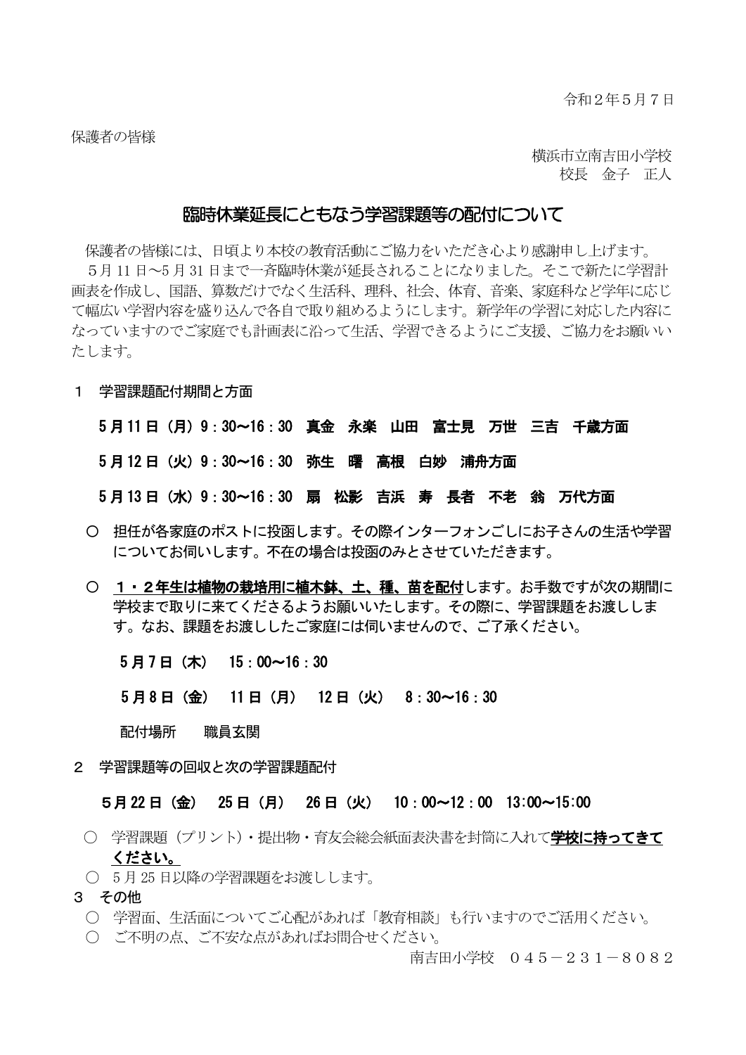令和２年５月７日

保護者の皆様

横浜市立南吉田小学校
校長　金子　正人

# 臨時休業延長にともなう学習課題等の配付について

保護者の皆様には、日頃より本校の教育活動にご協力をいただき心より感謝申し上げます。
5月11日～5月31日まで一斉臨時休業が延長されることになりました。そこで新たに学習計画表を作成し、国語、算数だけでなく生活科、理科、社会、体育、音楽、家庭科など学年に応じて幅広い学習内容を盛り込んで各自で取り組めるようにします。新学年の学習に対応した内容になっていますのでご家庭でも計画表に沿って生活、学習できるようにご支援、ご協力をお願いいたします。

## １　学習課題配付期間と方面

**５月11日（月）9：30～16：30　真金　永楽　山田　富士見　万世　三吉　千歳方面**

**５月12日（火）9：30～16：30　弥生　曙　高根　白妙　浦舟方面**

**５月13日（水）9：30～16：30　扇　松影　吉浜　寿　長者　不老　翁　万代方面**

○　担任が各家庭のポストに投函します。その際インターフォンごしにお子さんの生活や学習についてお伺いします。不在の場合は投函のみとさせていただきます。

○　**１・２年生は植物の栽培用に植木鉢、土、種、苗を配付**します。お手数ですが次の期間に学校まで取りに来てくださるようお願いいたします。その際に、学習課題をお渡しします。なお、課題をお渡ししたご家庭には伺いませんので、ご了承ください。

**５月７日（木）　15：00～16：30**

**５月８日（金）　11日（月）　12日（火）　8：30～16：30**

配付場所　　職員玄関

## ２　学習課題等の回収と次の学習課題配付

**５月22日（金）　25日（月）　26日（火）　10：00～12：00　13:00～15:00**

○　学習課題（プリント）・提出物・育友会総会紙面表決書を封筒に入れて**学校に持ってきてください。**

○　5月25日以降の学習課題をお渡しします。

## ３　その他

○　学習面、生活面についてご心配があれば「教育相談」も行いますのでご活用ください。

○　ご不明の点、ご不安な点があればお問合せください。

南吉田小学校　０４５－２３１－８０８２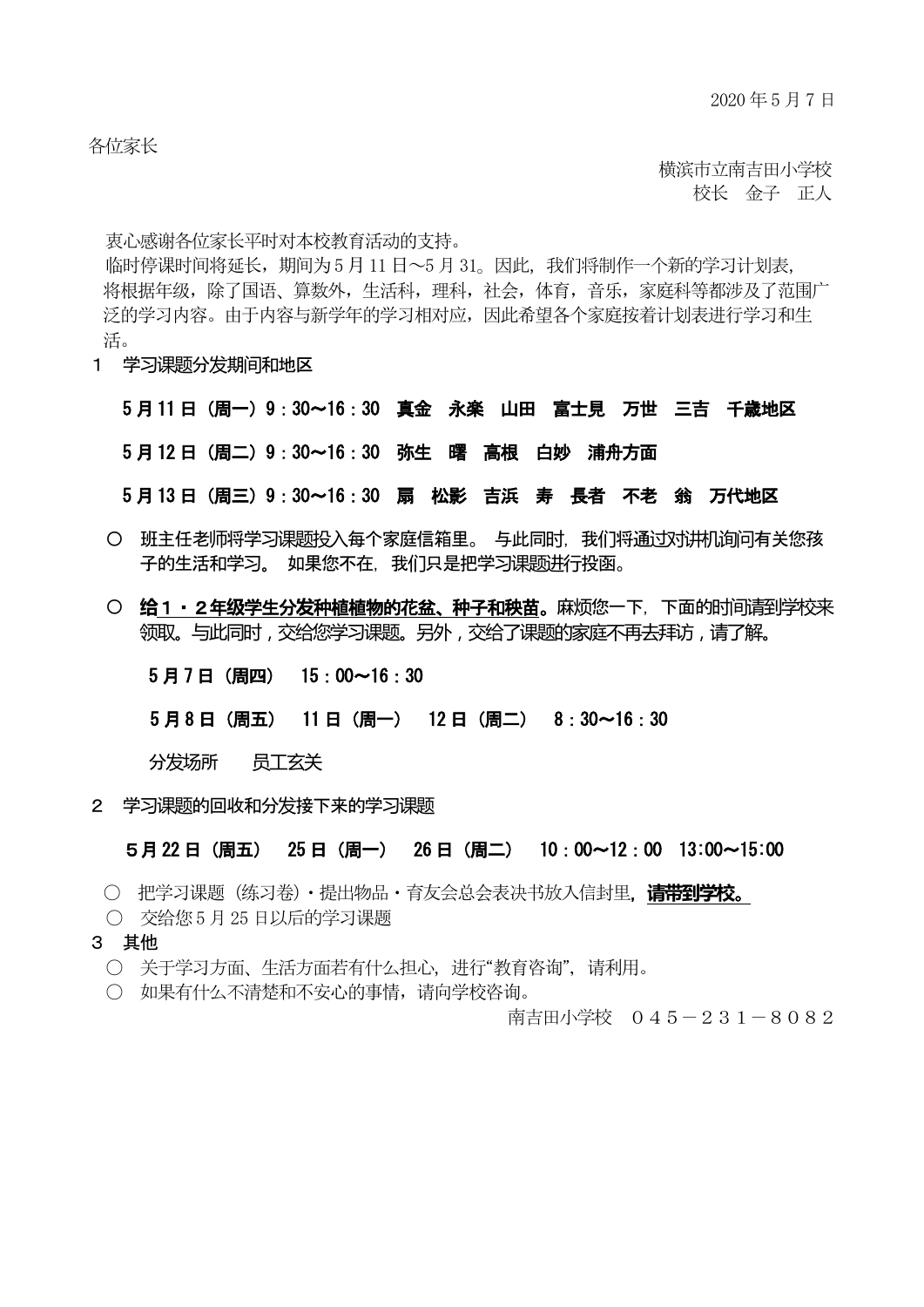2020 年 5 月 7 日

各位家长

横滨市立南吉田小学校
校长　金子　正人

衷心感谢各位家长平时对本校教育活动的支持。

临时停课时间将延长，期间为 5 月 11 日～5 月 31。因此，我们将制作一个新的学习计划表，将根据年级，除了国语、算数外，生活科，理科，社会，体育，音乐，家庭科等都涉及了范围广泛的学习内容。由于内容与新学年的学习相对应，因此希望各个家庭按着计划表进行学习和生活。

１　学习课题分发期间和地区

**5 月 11 日（周一）9：30～16：30　真金　永楽　山田　富士見　万世　三吉　千歳地区**

**5 月 12 日（周二）9：30～16：30　弥生　曙　高根　白妙　浦舟方面**

**5 月 13 日（周三）9：30～16：30　扇　松影　吉浜　寿　長者　不老　翁　万代地区**

○　班主任老师将学习课题投入每个家庭信箱里。 与此同时，我们将通过对讲机询问有关您孩子的生活和学习。 如果您不在，我们只是把学习课题进行投函。

○　**给１・２年级学生分发种植植物的花盆、种子和秧苗。**麻烦您一下，下面的时间请到学校来领取。与此同时，交给您学习课题。另外，交给了课题的家庭不再去拜访，请了解。

**5 月 7 日（周四）　15：00～16：30**

**5 月 8 日（周五）　11 日（周一）　12 日（周二）　8：30～16：30**

分发场所　　员工玄关

２　学习课题的回收和分发接下来的学习课题

**5 月 22 日（周五）　25 日（周一）　26 日（周二）　10：00～12：00　13:00～15:00**

○　把学习课题（练习卷）・提出物品・育友会总会表决书放入信封里，**请带到学校。**

○　交给您 5 月 25 日以后的学习课题

３　其他

○　关于学习方面、生活方面若有什么担心，进行"教育咨询"，请利用。

○　如果有什么不清楚和不安心的事情，请向学校咨询。

南吉田小学校　０４５－２３１－８０８２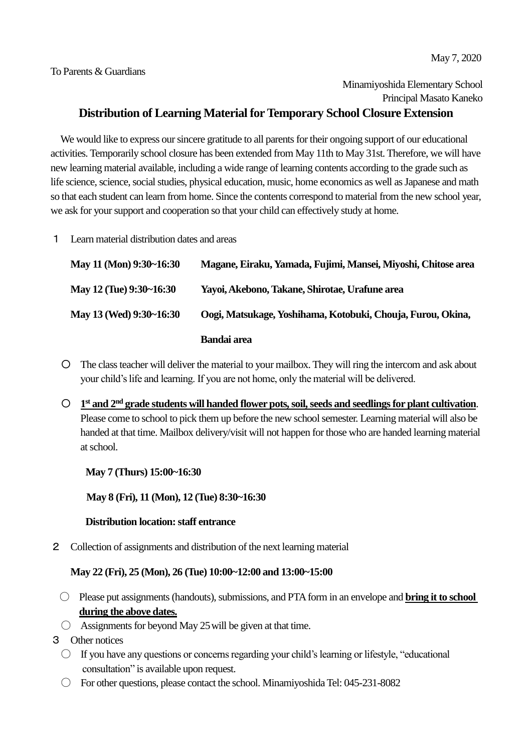May 7, 2020

To Parents & Guardians

Minamiyoshida Elementary School
Principal Masato Kaneko

## Distribution of Learning Material for Temporary School Closure Extension

We would like to express our sincere gratitude to all parents for their ongoing support of our educational activities. Temporarily school closure has been extended from May 11th to May 31st. Therefore, we will have new learning material available, including a wide range of learning contents according to the grade such as life science, science, social studies, physical education, music, home economics as well as Japanese and math so that each student can learn from home. Since the contents correspond to material from the new school year, we ask for your support and cooperation so that your child can effectively study at home.

１　Learn material distribution dates and areas

| | |
|---|---|
| **May 11 (Mon) 9:30~16:30** | **Magane, Eiraku, Yamada, Fujimi, Mansei, Miyoshi, Chitose area** |
| **May 12 (Tue) 9:30~16:30** | **Yayoi, Akebono, Takane, Shirotae, Urafune area** |
| **May 13 (Wed) 9:30~16:30** | **Oogi, Matsukage, Yoshihama, Kotobuki, Chouja, Furou, Okina, Bandai area** |

- The class teacher will deliver the material to your mailbox. They will ring the intercom and ask about your child's life and learning. If you are not home, only the material will be delivered.
- **1st and 2nd grade students will handed flower pots, soil, seeds and seedlings for plant cultivation**. Please come to school to pick them up before the new school semester. Learning material will also be handed at that time. Mailbox delivery/visit will not happen for those who are handed learning material at school.

  **May 7 (Thurs) 15:00~16:30**

  **May 8 (Fri), 11 (Mon), 12 (Tue) 8:30~16:30**

  **Distribution location: staff entrance**

２　Collection of assignments and distribution of the next learning material

**May 22 (Fri), 25 (Mon), 26 (Tue) 10:00~12:00 and 13:00~15:00**

- Please put assignments (handouts), submissions, and PTA form in an envelope and **bring it to school during the above dates.**
- Assignments for beyond May 25 will be given at that time.

３　Other notices

- If you have any questions or concerns regarding your child's learning or lifestyle, "educational consultation" is available upon request.
- For other questions, please contact the school. Minamiyoshida Tel: 045-231-8082